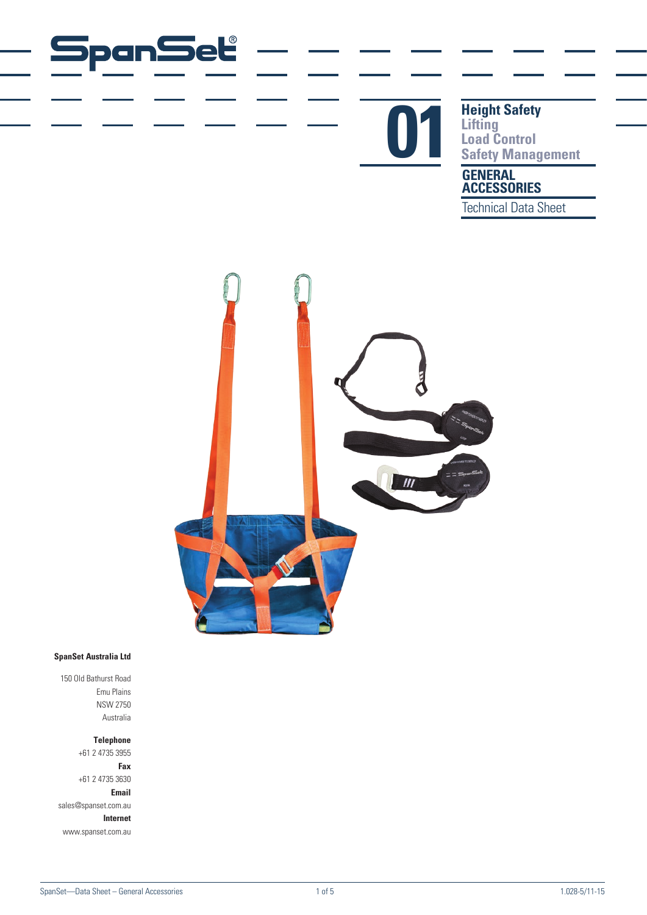SpanSet®

# 01

**Height Safety**
Lifting
Load Control
Safety Management

## GENERAL ACCESSORIES

Technical Data Sheet

**SpanSet Australia Ltd**

150 Old Bathurst Road
Emu Plains
NSW 2750
Australia

**Telephone**
+61 2 4735 3955
**Fax**
+61 2 4735 3630
**Email**
sales@spanset.com.au
**Internet**
www.spanset.com.au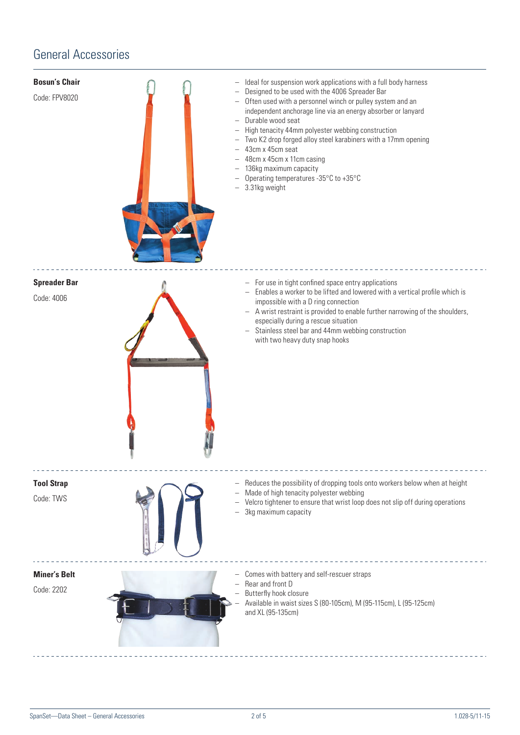# General Accessories

### Bosun's Chair

Code: FPV8020

- Ideal for suspension work applications with a full body harness
- Designed to be used with the 4006 Spreader Bar
- Often used with a personnel winch or pulley system and an independent anchorage line via an energy absorber or lanyard
- Durable wood seat
- High tenacity 44mm polyester webbing construction
- Two K2 drop forged alloy steel karabiners with a 17mm opening
- 43cm x 45cm seat
- 48cm x 45cm x 11cm casing
- 136kg maximum capacity
- Operating temperatures -35°C to +35°C
- 3.31kg weight

### Spreader Bar

Code: 4006

- For use in tight confined space entry applications
- Enables a worker to be lifted and lowered with a vertical profile which is impossible with a D ring connection
- A wrist restraint is provided to enable further narrowing of the shoulders, especially during a rescue situation
- Stainless steel bar and 44mm webbing construction with two heavy duty snap hooks

### Tool Strap

Code: TWS

- Reduces the possibility of dropping tools onto workers below when at height
- Made of high tenacity polyester webbing
- Velcro tightener to ensure that wrist loop does not slip off during operations
- 3kg maximum capacity

### Miner's Belt

Code: 2202

- Comes with battery and self-rescuer straps
- Rear and front D
- Butterfly hook closure
- Available in waist sizes S (80-105cm), M (95-115cm), L (95-125cm) and XL (95-135cm)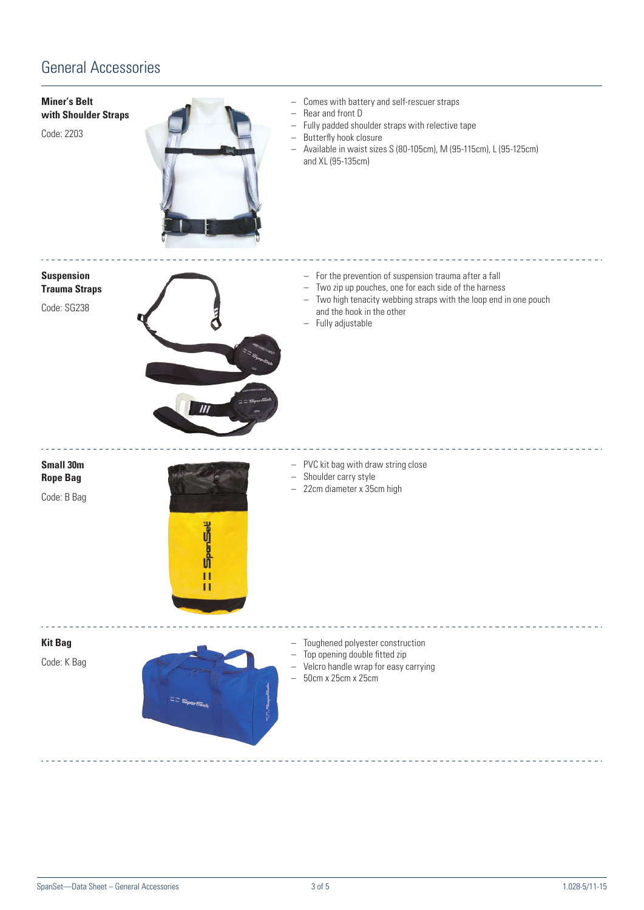# General Accessories

**Miner's Belt with Shoulder Straps**

Code: 2203

- Comes with battery and self-rescuer straps
- Rear and front D
- Fully padded shoulder straps with relective tape
- Butterfly hook closure
- Available in waist sizes S (80-105cm), M (95-115cm), L (95-125cm) and XL (95-135cm)

**Suspension Trauma Straps**

Code: SG238

- For the prevention of suspension trauma after a fall
- Two zip up pouches, one for each side of the harness
- Two high tenacity webbing straps with the loop end in one pouch and the hook in the other
- Fully adjustable

**Small 30m Rope Bag**

Code: B Bag

- PVC kit bag with draw string close
- Shoulder carry style
- 22cm diameter x 35cm high

**Kit Bag**

Code: K Bag

- Toughened polyester construction
- Top opening double fitted zip
- Velcro handle wrap for easy carrying
- 50cm x 25cm x 25cm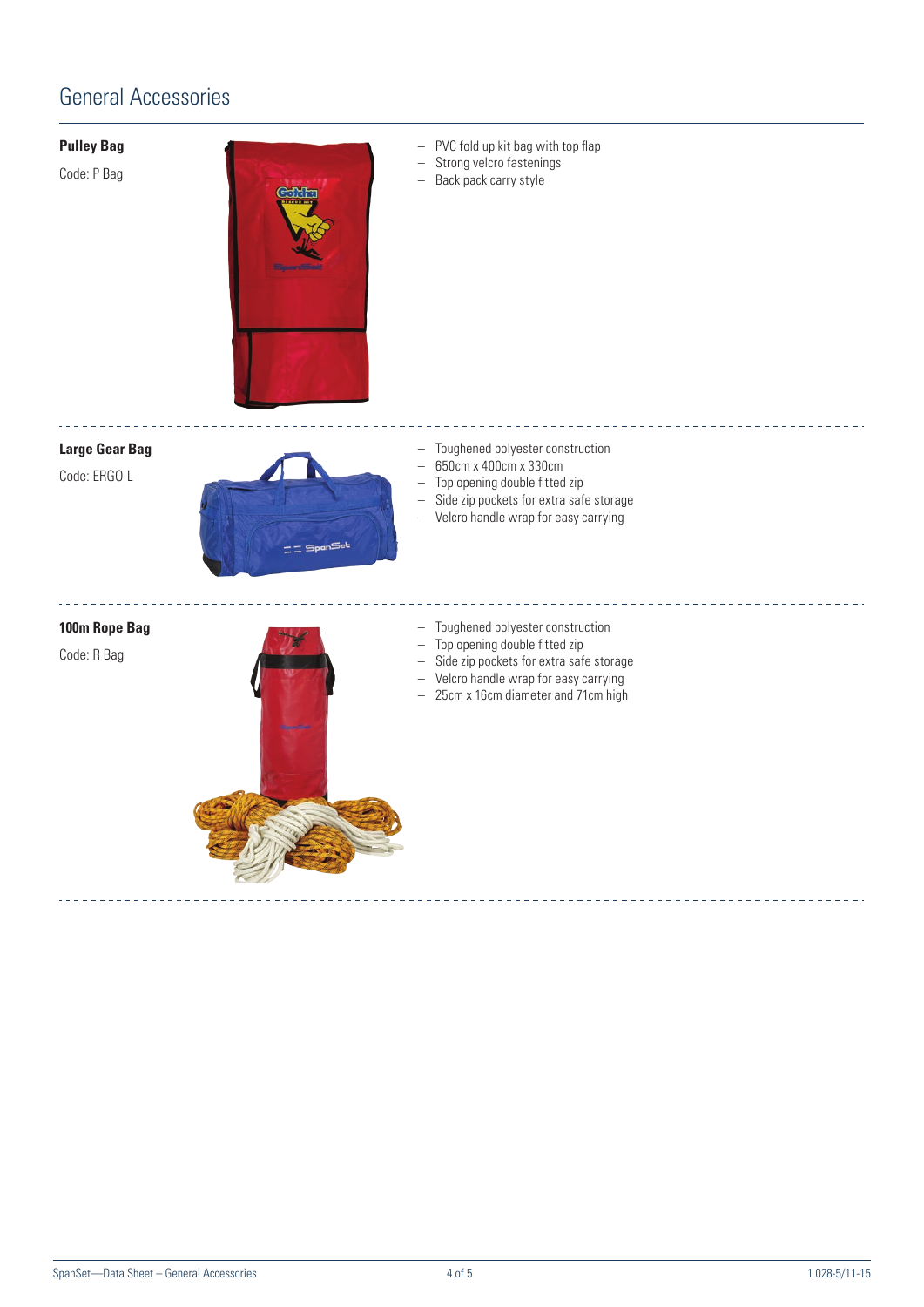# General Accessories

**Pulley Bag**

Code: P Bag

- PVC fold up kit bag with top flap
- Strong velcro fastenings
- Back pack carry style

---

**Large Gear Bag**

Code: ERGO-L

- Toughened polyester construction
- 650cm x 400cm x 330cm
- Top opening double fitted zip
- Side zip pockets for extra safe storage
- Velcro handle wrap for easy carrying

---

**100m Rope Bag**

Code: R Bag

- Toughened polyester construction
- Top opening double fitted zip
- Side zip pockets for extra safe storage
- Velcro handle wrap for easy carrying
- 25cm x 16cm diameter and 71cm high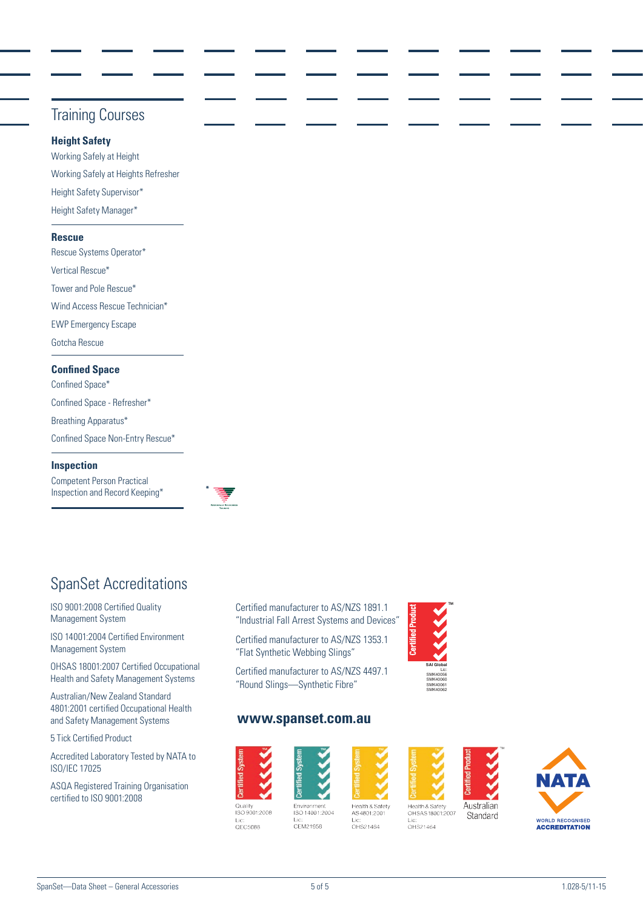## Training Courses

### Height Safety

Working Safely at Height

Working Safely at Heights Refresher

Height Safety Supervisor*

Height Safety Manager*

### Rescue

Rescue Systems Operator*

Vertical Rescue*

Tower and Pole Rescue*

Wind Access Rescue Technician*

EWP Emergency Escape

Gotcha Rescue

### Confined Space

Confined Space*

Confined Space - Refresher*

Breathing Apparatus*

Confined Space Non-Entry Rescue*

### Inspection

Competent Person Practical Inspection and Record Keeping*

*

## SpanSet Accreditations

ISO 9001:2008 Certified Quality Management System

ISO 14001:2004 Certified Environment Management System

OHSAS 18001:2007 Certified Occupational Health and Safety Management Systems

Australian/New Zealand Standard 4801:2001 certified Occupational Health and Safety Management Systems

5 Tick Certified Product

Accredited Laboratory Tested by NATA to ISO/IEC 17025

ASQA Registered Training Organisation certified to ISO 9001:2008

Certified manufacturer to AS/NZS 1891.1 "Industrial Fall Arrest Systems and Devices"

Certified manufacturer to AS/NZS 1353.1 "Flat Synthetic Webbing Slings"

Certified manufacturer to AS/NZS 4497.1 "Round Slings—Synthetic Fibre"

Certified Product
SAI Global
Lic:
SMK40056
SMK40060
SMK40061
SMK40062

**www.spanset.com.au**

Certified System
Quality
ISO 9001:2008
Lic:
QEC5088

Certified System
Environment
ISO 14001:2004
Lic:
CEM21958

Certified System
Health & Safety
AS4801:2001
Lic:
OHS21464

Certified System
Health & Safety
OHSAS 18001:2007
Lic:
OHS21464

Certified Product
Australian Standard

NATA
WORLD RECOGNISED ACCREDITATION